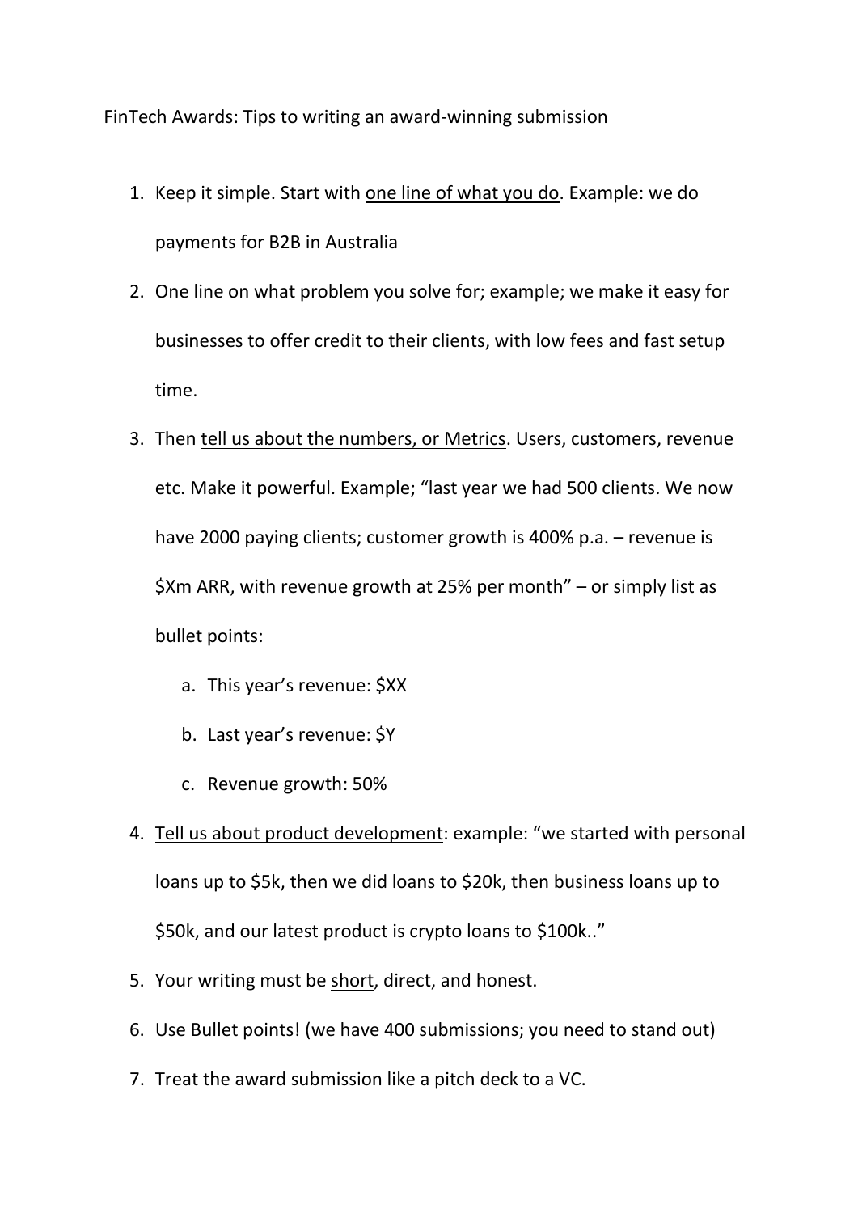FinTech Awards: Tips to writing an award-winning submission

1. Keep it simple. Start with <u>one line of what you do</u>. Example: we do payments for B2B in Australia
2. One line on what problem you solve for; example; we make it easy for businesses to offer credit to their clients, with low fees and fast setup time.
3. Then <u>tell us about the numbers, or Metrics</u>. Users, customers, revenue etc. Make it powerful. Example; "last year we had 500 clients. We now have 2000 paying clients; customer growth is 400% p.a. – revenue is $Xm ARR, with revenue growth at 25% per month" – or simply list as bullet points:
   a. This year's revenue: $XX
   b. Last year's revenue: $Y
   c. Revenue growth: 50%
4. <u>Tell us about product development</u>: example: "we started with personal loans up to $5k, then we did loans to $20k, then business loans up to $50k, and our latest product is crypto loans to $100k.."
5. Your writing must be <u>short</u>, direct, and honest.
6. Use Bullet points! (we have 400 submissions; you need to stand out)
7. Treat the award submission like a pitch deck to a VC.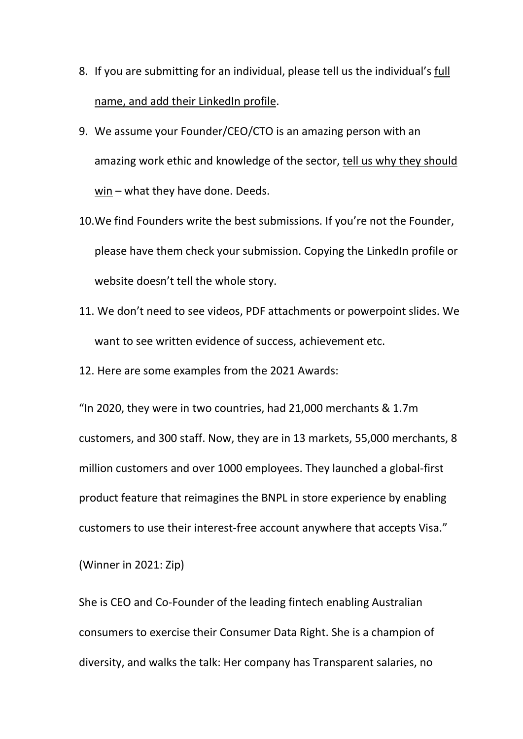8. If you are submitting for an individual, please tell us the individual's <u>full name, and add their LinkedIn profile</u>.
9. We assume your Founder/CEO/CTO is an amazing person with an amazing work ethic and knowledge of the sector, <u>tell us why they should win</u> – what they have done. Deeds.
10. We find Founders write the best submissions. If you're not the Founder, please have them check your submission. Copying the LinkedIn profile or website doesn't tell the whole story.
11. We don't need to see videos, PDF attachments or powerpoint slides. We want to see written evidence of success, achievement etc.
12. Here are some examples from the 2021 Awards:

"In 2020, they were in two countries, had 21,000 merchants & 1.7m customers, and 300 staff. Now, they are in 13 markets, 55,000 merchants, 8 million customers and over 1000 employees. They launched a global-first product feature that reimagines the BNPL in store experience by enabling customers to use their interest-free account anywhere that accepts Visa."

(Winner in 2021: Zip)

She is CEO and Co-Founder of the leading fintech enabling Australian consumers to exercise their Consumer Data Right. She is a champion of diversity, and walks the talk: Her company has Transparent salaries, no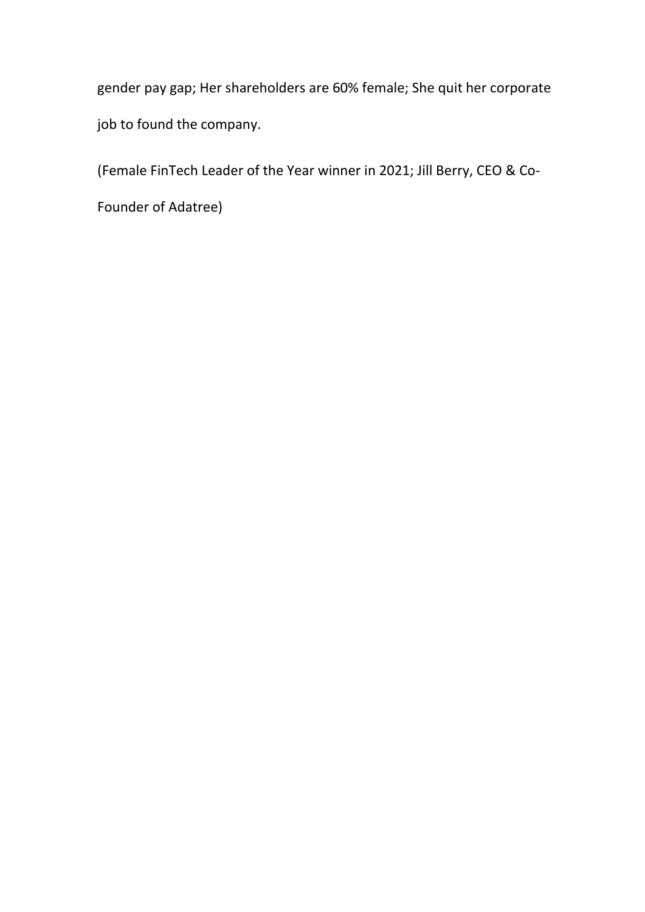gender pay gap; Her shareholders are 60% female; She quit her corporate job to found the company.

(Female FinTech Leader of the Year winner in 2021; Jill Berry, CEO & Co-Founder of Adatree)